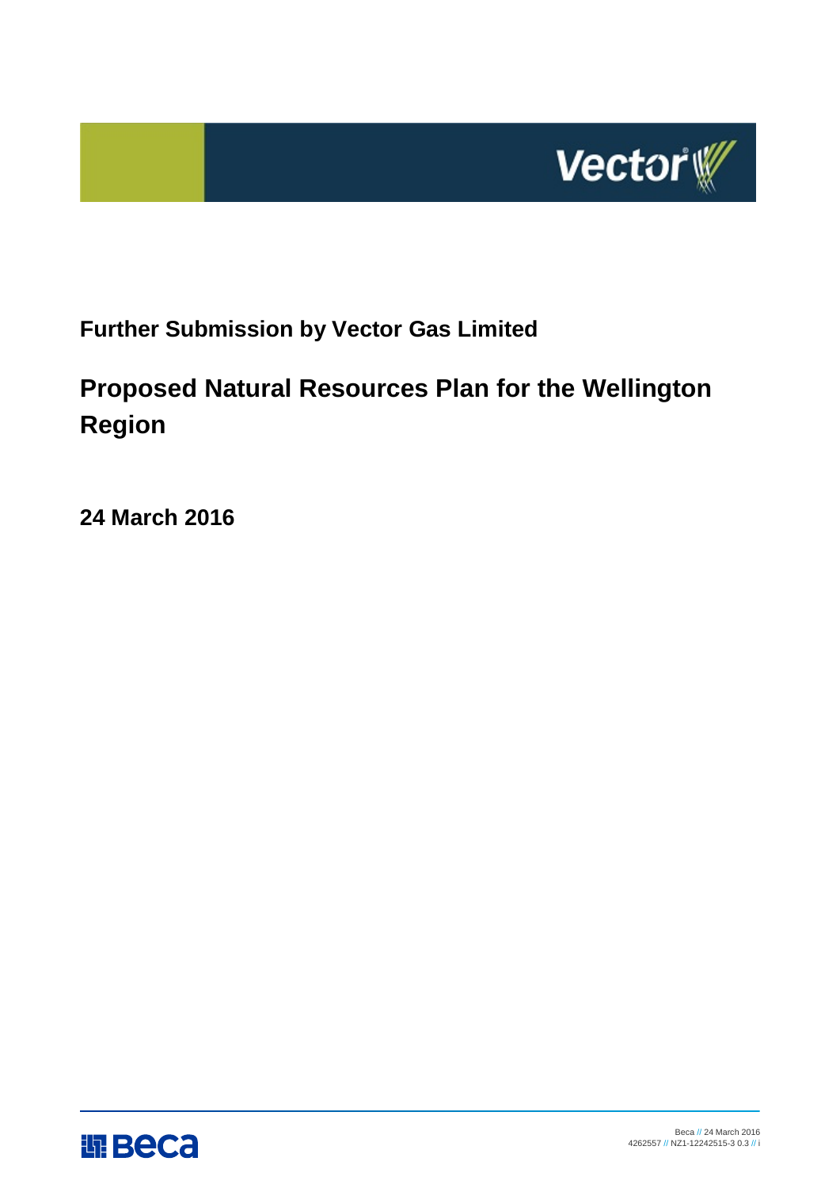# Further Submission by Vector Gas Limited

## Proposed Natural Resources Plan for the Wellington Region

**24 March 2016**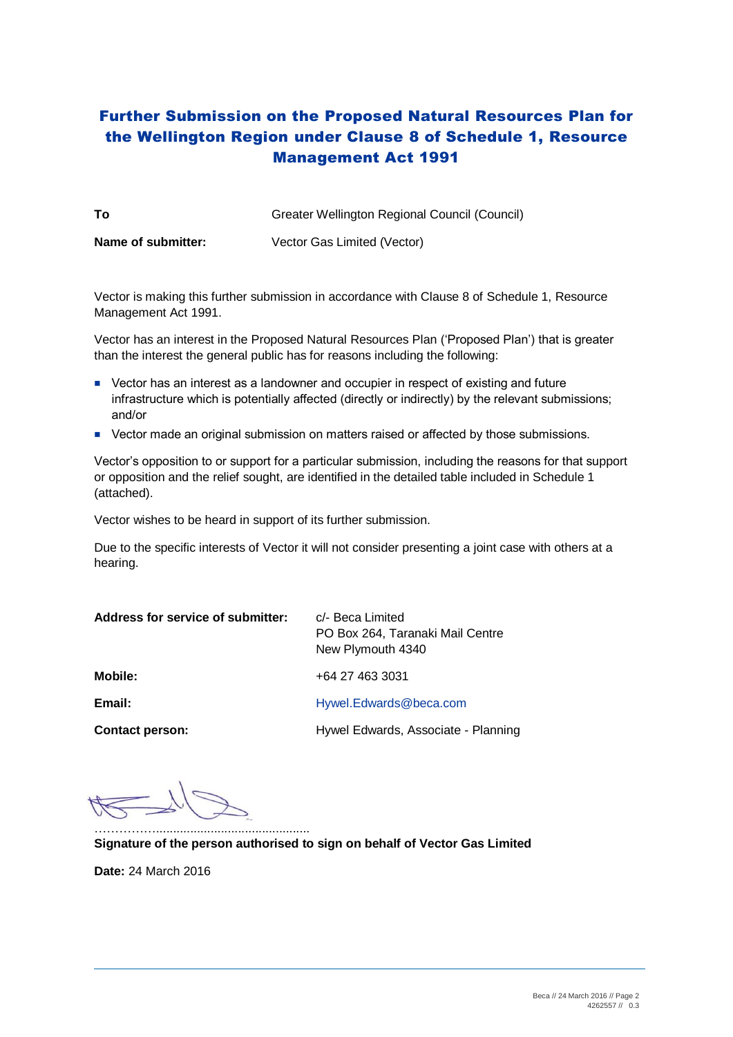# Further Submission on the Proposed Natural Resources Plan for the Wellington Region under Clause 8 of Schedule 1, Resource Management Act 1991

| | |
|---|---|
| **To** | Greater Wellington Regional Council (Council) |
| **Name of submitter:** | Vector Gas Limited (Vector) |

Vector is making this further submission in accordance with Clause 8 of Schedule 1, Resource Management Act 1991.

Vector has an interest in the Proposed Natural Resources Plan ('Proposed Plan') that is greater than the interest the general public has for reasons including the following:

- Vector has an interest as a landowner and occupier in respect of existing and future infrastructure which is potentially affected (directly or indirectly) by the relevant submissions; and/or
- Vector made an original submission on matters raised or affected by those submissions.

Vector's opposition to or support for a particular submission, including the reasons for that support or opposition and the relief sought, are identified in the detailed table included in Schedule 1 (attached).

Vector wishes to be heard in support of its further submission.

Due to the specific interests of Vector it will not consider presenting a joint case with others at a hearing.

| | |
|---|---|
| **Address for service of submitter:** | c/- Beca Limited<br>PO Box 264, Taranaki Mail Centre<br>New Plymouth 4340 |
| **Mobile:** | +64 27 463 3031 |
| **Email:** | Hywel.Edwards@beca.com |
| **Contact person:** | Hywel Edwards, Associate - Planning |

…………….............................................

**Signature of the person authorised to sign on behalf of Vector Gas Limited**

**Date:** 24 March 2016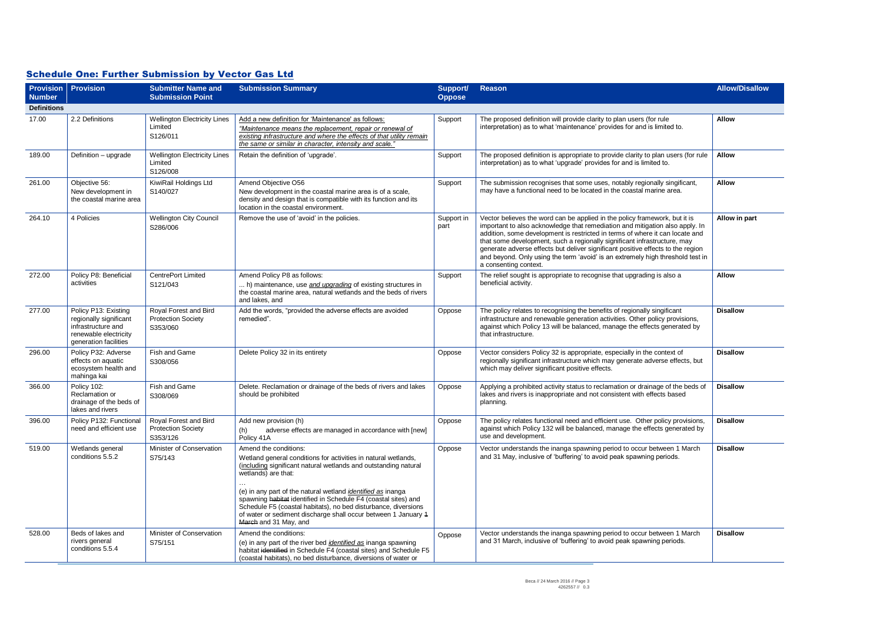## Schedule One: Further Submission by Vector Gas Ltd

| Provision Number | Provision | Submitter Name and Submission Point | Submission Summary | Support/ Oppose | Reason | Allow/Disallow |
|---|---|---|---|---|---|---|
| **Definitions** | | | | | | |
| 17.00 | 2.2 Definitions | Wellington Electricity Lines Limited S126/011 | Add a new definition for 'Maintenance' as follows: *"Maintenance means the replacement, repair or renewal of existing infrastructure and where the effects of that utility remain the same or similar in character, intensity and scale."* | Support | The proposed definition will provide clarity to plan users (for rule interpretation) as to what 'maintenance' provides for and is limited to. | **Allow** |
| 189.00 | Definition – upgrade | Wellington Electricity Lines Limited S126/008 | Retain the definition of 'upgrade'. | Support | The proposed definition is appropriate to provide clarity to plan users (for rule interpretation) as to what 'upgrade' provides for and is limited to. | **Allow** |
| 261.00 | Objective 56: New development in the coastal marine area | KiwiRail Holdings Ltd S140/027 | Amend Objective O56 New development in the coastal marine area is of a scale, density and design that is compatible with its function and its location in the coastal environment. | Support | The submission recognises that some uses, notably regionally significant, may have a functional need to be located in the coastal marine area. | **Allow** |
| 264.10 | 4 Policies | Wellington City Council S286/006 | Remove the use of 'avoid' in the policies. | Support in part | Vector believes the word can be applied in the policy framework, but it is important to also acknowledge that remediation and mitigation also apply. In addition, some development is restricted in terms of where it can locate and that some development, such a regionally significant infrastructure, may generate adverse effects but deliver significant positive effects to the region and beyond. Only using the term 'avoid' is an extremely high threshold test in a consenting context. | **Allow in part** |
| 272.00 | Policy P8: Beneficial activities | CentrePort Limited S121/043 | Amend Policy P8 as follows: ... h) maintenance, use ***and upgrading*** of existing structures in the coastal marine area, natural wetlands and the beds of rivers and lakes, and | Support | The relief sought is appropriate to recognise that upgrading is also a beneficial activity. | **Allow** |
| 277.00 | Policy P13: Existing regionally significant infrastructure and renewable electricity generation facilities | Royal Forest and Bird Protection Society S353/060 | Add the words, "provided the adverse effects are avoided remedied". | Oppose | The policy relates to recognising the benefits of regionally significant infrastructure and renewable generation activities. Other policy provisions, against which Policy 13 will be balanced, manage the effects generated by that infrastructure. | **Disallow** |
| 296.00 | Policy P32: Adverse effects on aquatic ecosystem health and mahinga kai | Fish and Game S308/056 | Delete Policy 32 in its entirety | Oppose | Vector considers Policy 32 is appropriate, especially in the context of regionally significant infrastructure which may generate adverse effects, but which may deliver significant positive effects. | **Disallow** |
| 366.00 | Policy 102: Reclamation or drainage of the beds of lakes and rivers | Fish and Game S308/069 | Delete. Reclamation or drainage of the beds of rivers and lakes should be prohibited | Oppose | Applying a prohibited activity status to reclamation or drainage of the beds of lakes and rivers is inappropriate and not consistent with effects based planning. | **Disallow** |
| 396.00 | Policy P132: Functional need and efficient use | Royal Forest and Bird Protection Society S353/126 | Add new provision (h) (h) adverse effects are managed in accordance with [new] Policy 41A | Oppose | The policy relates functional need and efficient use. Other policy provisions, against which Policy 132 will be balanced, manage the effects generated by use and development. | **Disallow** |
| 519.00 | Wetlands general conditions 5.5.2 | Minister of Conservation S75/143 | Amend the conditions: Wetland general conditions for activities in natural wetlands, (including significant natural wetlands and outstanding natural wetlands) are that: … (e) in any part of the natural wetland ***identified as*** inanga spawning ~~habitat~~ identified in Schedule F4 (coastal sites) and Schedule F5 (coastal habitats), no bed disturbance, diversions of water or sediment discharge shall occur between 1 January ~~1 March~~ and 31 May, and | Oppose | Vector understands the inanga spawning period to occur between 1 March and 31 May, inclusive of 'buffering' to avoid peak spawning periods. | **Disallow** |
| 528.00 | Beds of lakes and rivers general conditions 5.5.4 | Minister of Conservation S75/151 | Amend the conditions: (e) in any part of the river bed ***identified as*** inanga spawning habitat ~~identified~~ in Schedule F4 (coastal sites) and Schedule F5 (coastal habitats), no bed disturbance, diversions of water or | Oppose | Vector understands the inanga spawning period to occur between 1 March and 31 March, inclusive of 'buffering' to avoid peak spawning periods. | **Disallow** |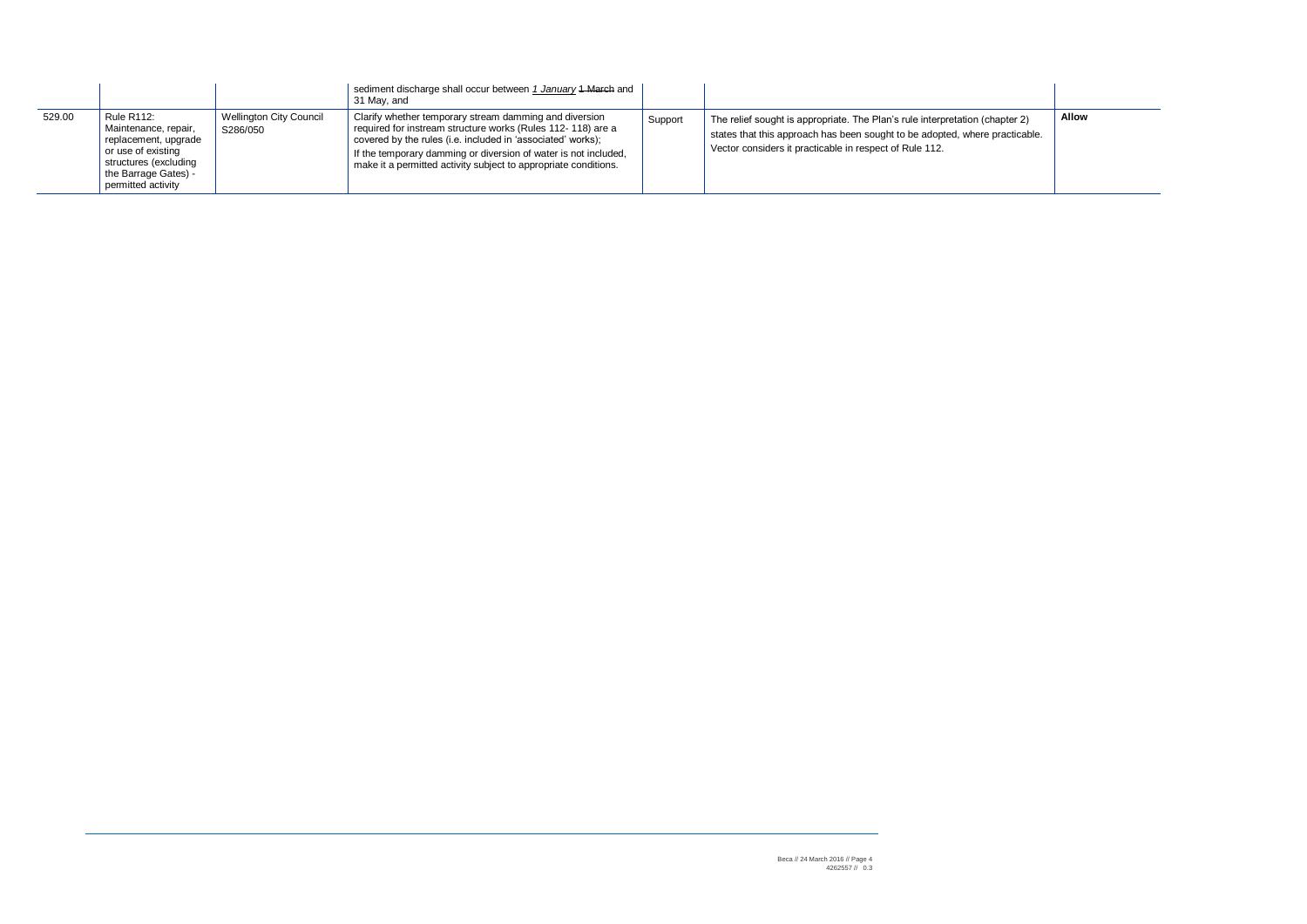| | | | | | | |
|---|---|---|---|---|---|---|
| | | | sediment discharge shall occur between *1 January* ~~1 March~~ and 31 May, and | | | |
| 529.00 | Rule R112: Maintenance, repair, replacement, upgrade or use of existing structures (excluding the Barrage Gates) - permitted activity | Wellington City Council S286/050 | Clarify whether temporary stream damming and diversion required for instream structure works (Rules 112- 118) are a covered by the rules (i.e. included in 'associated' works);<br>If the temporary damming or diversion of water is not included, make it a permitted activity subject to appropriate conditions. | Support | The relief sought is appropriate. The Plan's rule interpretation (chapter 2) states that this approach has been sought to be adopted, where practicable. Vector considers it practicable in respect of Rule 112. | **Allow** |